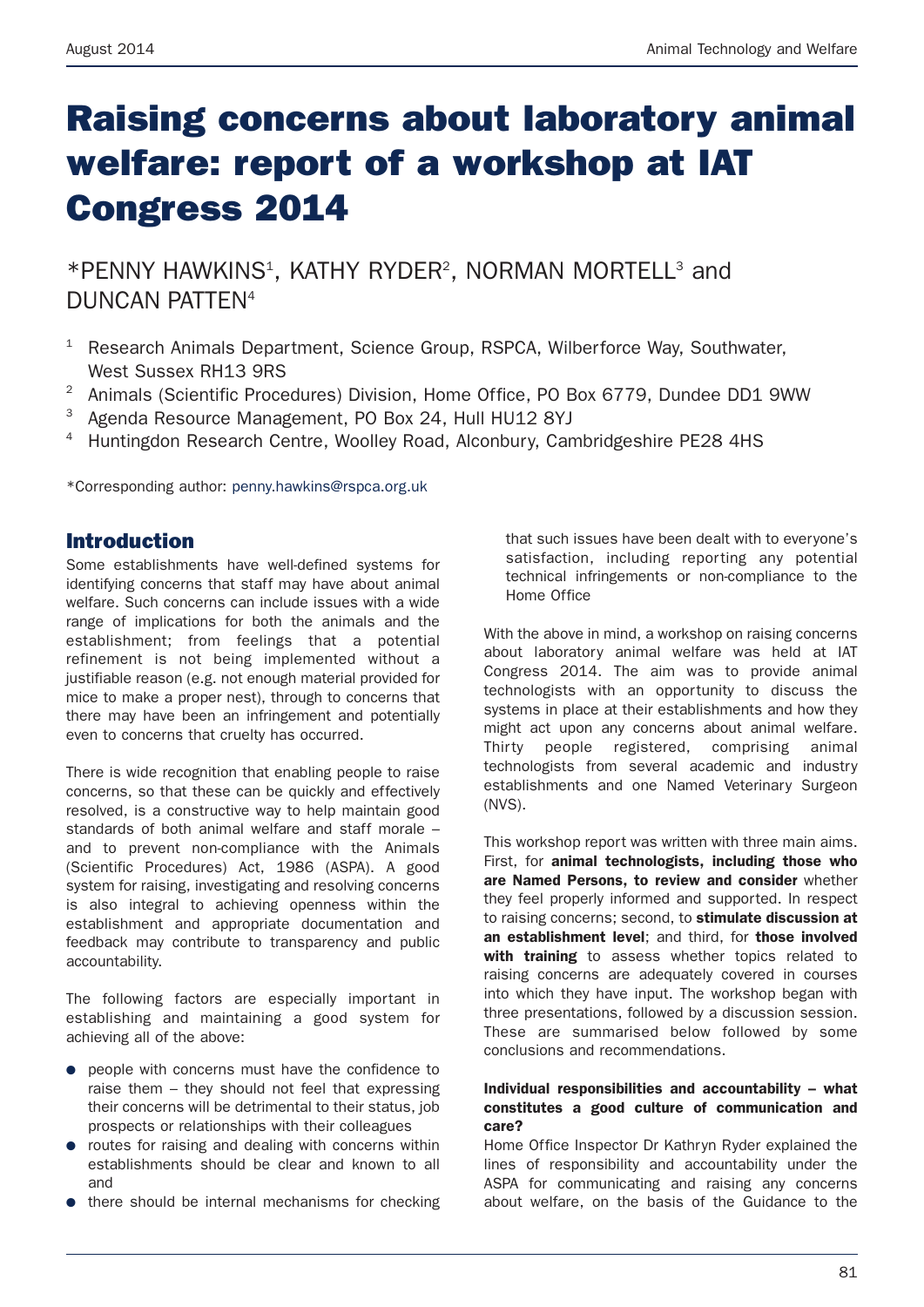# Raising concerns about laboratory animal welfare: report of a workshop at IAT Congress 2014

*PENNY HAWKINS[1], KATHY RYDER[2], NORMAN MORTELL[3] and DUNCAN PATTEN[4]

[1] Research Animals Department, Science Group, RSPCA, Wilberforce Way, Southwater, West Sussex RH13 9RS

[2] Animals (Scientific Procedures) Division, Home Office, PO Box 6779, Dundee DD1 9WW

[3] Agenda Resource Management, PO Box 24, Hull HU12 8YJ

[4] Huntingdon Research Centre, Woolley Road, Alconbury, Cambridgeshire PE28 4HS

*Corresponding author: penny.hawkins@rspca.org.uk

## Introduction

Some establishments have well-defined systems for identifying concerns that staff may have about animal welfare. Such concerns can include issues with a wide range of implications for both the animals and the establishment; from feelings that a potential refinement is not being implemented without a justifiable reason (e.g. not enough material provided for mice to make a proper nest), through to concerns that there may have been an infringement and potentially even to concerns that cruelty has occurred.

There is wide recognition that enabling people to raise concerns, so that these can be quickly and effectively resolved, is a constructive way to help maintain good standards of both animal welfare and staff morale – and to prevent non-compliance with the Animals (Scientific Procedures) Act, 1986 (ASPA). A good system for raising, investigating and resolving concerns is also integral to achieving openness within the establishment and appropriate documentation and feedback may contribute to transparency and public accountability.

The following factors are especially important in establishing and maintaining a good system for achieving all of the above:

- people with concerns must have the confidence to raise them – they should not feel that expressing their concerns will be detrimental to their status, job prospects or relationships with their colleagues
- routes for raising and dealing with concerns within establishments should be clear and known to all and
- there should be internal mechanisms for checking that such issues have been dealt with to everyone's satisfaction, including reporting any potential technical infringements or non-compliance to the Home Office

With the above in mind, a workshop on raising concerns about laboratory animal welfare was held at IAT Congress 2014. The aim was to provide animal technologists with an opportunity to discuss the systems in place at their establishments and how they might act upon any concerns about animal welfare. Thirty people registered, comprising animal technologists from several academic and industry establishments and one Named Veterinary Surgeon (NVS).

This workshop report was written with three main aims. First, for **animal technologists, including those who are Named Persons, to review and consider** whether they feel properly informed and supported. In respect to raising concerns; second, to **stimulate discussion at an establishment level**; and third, for **those involved with training** to assess whether topics related to raising concerns are adequately covered in courses into which they have input. The workshop began with three presentations, followed by a discussion session. These are summarised below followed by some conclusions and recommendations.

**Individual responsibilities and accountability – what constitutes a good culture of communication and care?**

Home Office Inspector Dr Kathryn Ryder explained the lines of responsibility and accountability under the ASPA for communicating and raising any concerns about welfare, on the basis of the Guidance to the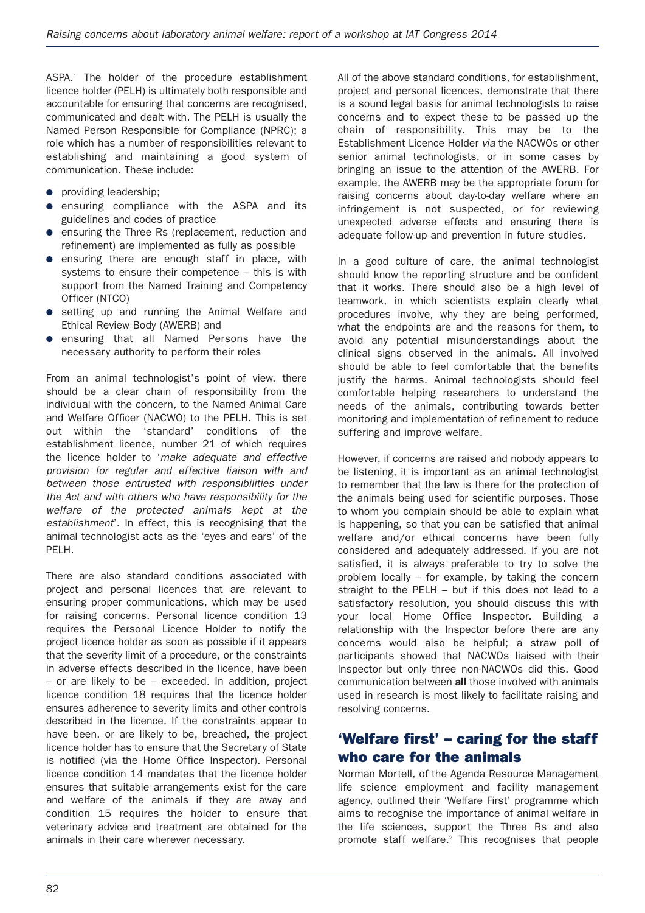ASPA.[1] The holder of the procedure establishment licence holder (PELH) is ultimately both responsible and accountable for ensuring that concerns are recognised, communicated and dealt with. The PELH is usually the Named Person Responsible for Compliance (NPRC); a role which has a number of responsibilities relevant to establishing and maintaining a good system of communication. These include:

- providing leadership;
- ensuring compliance with the ASPA and its guidelines and codes of practice
- ensuring the Three Rs (replacement, reduction and refinement) are implemented as fully as possible
- ensuring there are enough staff in place, with systems to ensure their competence – this is with support from the Named Training and Competency Officer (NTCO)
- setting up and running the Animal Welfare and Ethical Review Body (AWERB) and
- ensuring that all Named Persons have the necessary authority to perform their roles

From an animal technologist's point of view, there should be a clear chain of responsibility from the individual with the concern, to the Named Animal Care and Welfare Officer (NACWO) to the PELH. This is set out within the 'standard' conditions of the establishment licence, number 21 of which requires the licence holder to '*make adequate and effective provision for regular and effective liaison with and between those entrusted with responsibilities under the Act and with others who have responsibility for the welfare of the protected animals kept at the establishment*'. In effect, this is recognising that the animal technologist acts as the 'eyes and ears' of the PELH.

There are also standard conditions associated with project and personal licences that are relevant to ensuring proper communications, which may be used for raising concerns. Personal licence condition 13 requires the Personal Licence Holder to notify the project licence holder as soon as possible if it appears that the severity limit of a procedure, or the constraints in adverse effects described in the licence, have been – or are likely to be – exceeded. In addition, project licence condition 18 requires that the licence holder ensures adherence to severity limits and other controls described in the licence. If the constraints appear to have been, or are likely to be, breached, the project licence holder has to ensure that the Secretary of State is notified (via the Home Office Inspector). Personal licence condition 14 mandates that the licence holder ensures that suitable arrangements exist for the care and welfare of the animals if they are away and condition 15 requires the holder to ensure that veterinary advice and treatment are obtained for the animals in their care wherever necessary.

All of the above standard conditions, for establishment, project and personal licences, demonstrate that there is a sound legal basis for animal technologists to raise concerns and to expect these to be passed up the chain of responsibility. This may be to the Establishment Licence Holder *via* the NACWOs or other senior animal technologists, or in some cases by bringing an issue to the attention of the AWERB. For example, the AWERB may be the appropriate forum for raising concerns about day-to-day welfare where an infringement is not suspected, or for reviewing unexpected adverse effects and ensuring there is adequate follow-up and prevention in future studies.

In a good culture of care, the animal technologist should know the reporting structure and be confident that it works. There should also be a high level of teamwork, in which scientists explain clearly what procedures involve, why they are being performed, what the endpoints are and the reasons for them, to avoid any potential misunderstandings about the clinical signs observed in the animals. All involved should be able to feel comfortable that the benefits justify the harms. Animal technologists should feel comfortable helping researchers to understand the needs of the animals, contributing towards better monitoring and implementation of refinement to reduce suffering and improve welfare.

However, if concerns are raised and nobody appears to be listening, it is important as an animal technologist to remember that the law is there for the protection of the animals being used for scientific purposes. Those to whom you complain should be able to explain what is happening, so that you can be satisfied that animal welfare and/or ethical concerns have been fully considered and adequately addressed. If you are not satisfied, it is always preferable to try to solve the problem locally – for example, by taking the concern straight to the PELH – but if this does not lead to a satisfactory resolution, you should discuss this with your local Home Office Inspector. Building a relationship with the Inspector before there are any concerns would also be helpful; a straw poll of participants showed that NACWOs liaised with their Inspector but only three non-NACWOs did this. Good communication between **all** those involved with animals used in research is most likely to facilitate raising and resolving concerns.

## 'Welfare first' – caring for the staff who care for the animals

Norman Mortell, of the Agenda Resource Management life science employment and facility management agency, outlined their 'Welfare First' programme which aims to recognise the importance of animal welfare in the life sciences, support the Three Rs and also promote staff welfare.[2] This recognises that people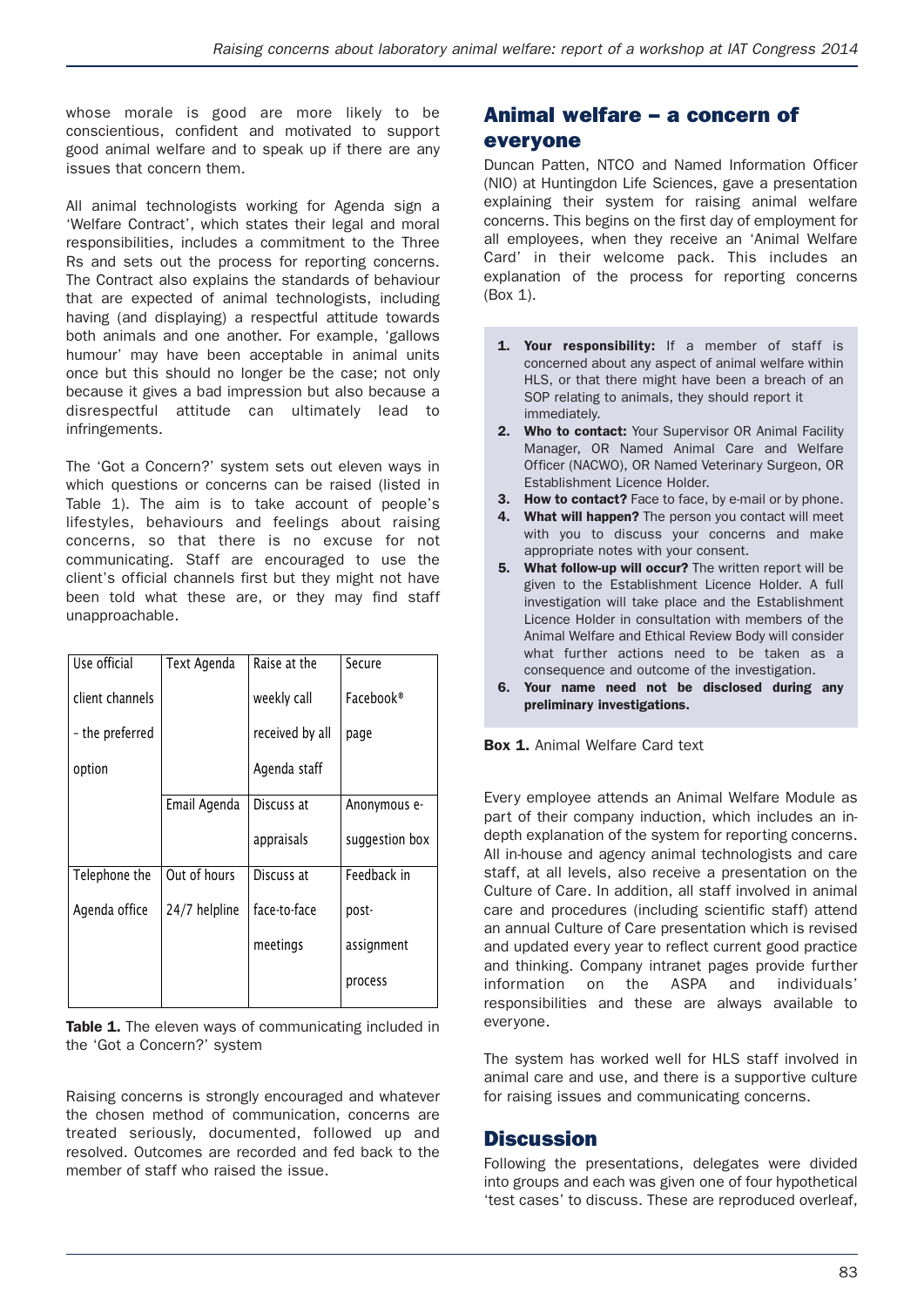whose morale is good are more likely to be conscientious, confident and motivated to support good animal welfare and to speak up if there are any issues that concern them.

All animal technologists working for Agenda sign a 'Welfare Contract', which states their legal and moral responsibilities, includes a commitment to the Three Rs and sets out the process for reporting concerns. The Contract also explains the standards of behaviour that are expected of animal technologists, including having (and displaying) a respectful attitude towards both animals and one another. For example, 'gallows humour' may have been acceptable in animal units once but this should no longer be the case; not only because it gives a bad impression but also because a disrespectful attitude can ultimately lead to infringements.

The 'Got a Concern?' system sets out eleven ways in which questions or concerns can be raised (listed in Table 1). The aim is to take account of people's lifestyles, behaviours and feelings about raising concerns, so that there is no excuse for not communicating. Staff are encouraged to use the client's official channels first but they might not have been told what these are, or they may find staff unapproachable.

| Use official client channels – the preferred option | Text Agenda | Raise at the weekly call received by all Agenda staff | Secure Facebook® page |
|---|---|---|---|
| | Email Agenda | Discuss at appraisals | Anonymous e-suggestion box |
| Telephone the Agenda office | Out of hours 24/7 helpline | Discuss at face-to-face meetings | Feedback in post-assignment process |

**Table 1.** The eleven ways of communicating included in the 'Got a Concern?' system

Raising concerns is strongly encouraged and whatever the chosen method of communication, concerns are treated seriously, documented, followed up and resolved. Outcomes are recorded and fed back to the member of staff who raised the issue.

## Animal welfare – a concern of everyone

Duncan Patten, NTCO and Named Information Officer (NIO) at Huntingdon Life Sciences, gave a presentation explaining their system for raising animal welfare concerns. This begins on the first day of employment for all employees, when they receive an 'Animal Welfare Card' in their welcome pack. This includes an explanation of the process for reporting concerns (Box 1).

1. **Your responsibility:** If a member of staff is concerned about any aspect of animal welfare within HLS, or that there might have been a breach of an SOP relating to animals, they should report it immediately.
2. **Who to contact:** Your Supervisor OR Animal Facility Manager, OR Named Animal Care and Welfare Officer (NACWO), OR Named Veterinary Surgeon, OR Establishment Licence Holder.
3. **How to contact?** Face to face, by e-mail or by phone.
4. **What will happen?** The person you contact will meet with you to discuss your concerns and make appropriate notes with your consent.
5. **What follow-up will occur?** The written report will be given to the Establishment Licence Holder. A full investigation will take place and the Establishment Licence Holder in consultation with members of the Animal Welfare and Ethical Review Body will consider what further actions need to be taken as a consequence and outcome of the investigation.
6. **Your name need not be disclosed during any preliminary investigations.**

**Box 1.** Animal Welfare Card text

Every employee attends an Animal Welfare Module as part of their company induction, which includes an in-depth explanation of the system for reporting concerns. All in-house and agency animal technologists and care staff, at all levels, also receive a presentation on the Culture of Care. In addition, all staff involved in animal care and procedures (including scientific staff) attend an annual Culture of Care presentation which is revised and updated every year to reflect current good practice and thinking. Company intranet pages provide further information on the ASPA and individuals' responsibilities and these are always available to everyone.

The system has worked well for HLS staff involved in animal care and use, and there is a supportive culture for raising issues and communicating concerns.

## Discussion

Following the presentations, delegates were divided into groups and each was given one of four hypothetical 'test cases' to discuss. These are reproduced overleaf,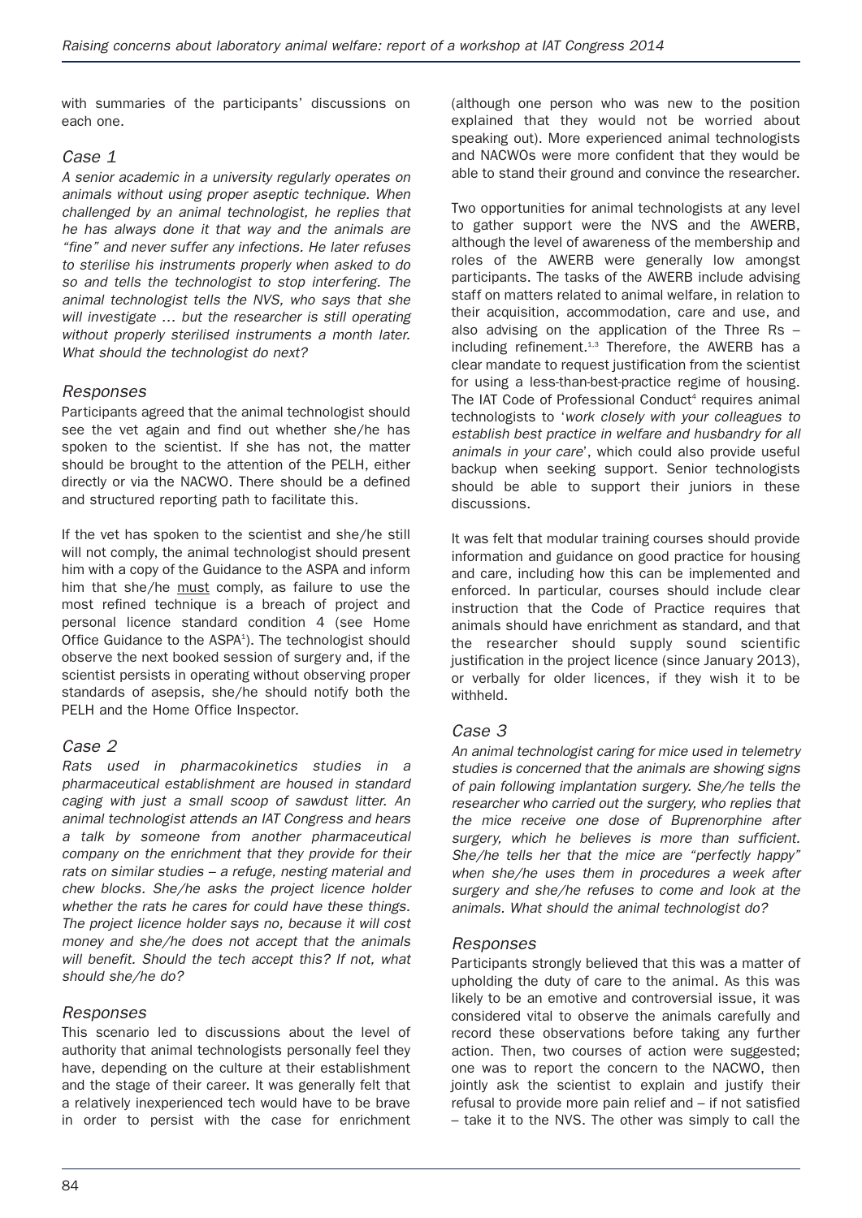with summaries of the participants' discussions on each one.

### Case 1

*A senior academic in a university regularly operates on animals without using proper aseptic technique. When challenged by an animal technologist, he replies that he has always done it that way and the animals are "fine" and never suffer any infections. He later refuses to sterilise his instruments properly when asked to do so and tells the technologist to stop interfering. The animal technologist tells the NVS, who says that she will investigate … but the researcher is still operating without properly sterilised instruments a month later. What should the technologist do next?*

### Responses

Participants agreed that the animal technologist should see the vet again and find out whether she/he has spoken to the scientist. If she has not, the matter should be brought to the attention of the PELH, either directly or via the NACWO. There should be a defined and structured reporting path to facilitate this.

If the vet has spoken to the scientist and she/he still will not comply, the animal technologist should present him with a copy of the Guidance to the ASPA and inform him that she/he must comply, as failure to use the most refined technique is a breach of project and personal licence standard condition 4 (see Home Office Guidance to the ASPA[1]). The technologist should observe the next booked session of surgery and, if the scientist persists in operating without observing proper standards of asepsis, she/he should notify both the PELH and the Home Office Inspector.

### Case 2

*Rats used in pharmacokinetics studies in a pharmaceutical establishment are housed in standard caging with just a small scoop of sawdust litter. An animal technologist attends an IAT Congress and hears a talk by someone from another pharmaceutical company on the enrichment that they provide for their rats on similar studies – a refuge, nesting material and chew blocks. She/he asks the project licence holder whether the rats he cares for could have these things. The project licence holder says no, because it will cost money and she/he does not accept that the animals will benefit. Should the tech accept this? If not, what should she/he do?*

### Responses

This scenario led to discussions about the level of authority that animal technologists personally feel they have, depending on the culture at their establishment and the stage of their career. It was generally felt that a relatively inexperienced tech would have to be brave in order to persist with the case for enrichment (although one person who was new to the position explained that they would not be worried about speaking out). More experienced animal technologists and NACWOs were more confident that they would be able to stand their ground and convince the researcher.

Two opportunities for animal technologists at any level to gather support were the NVS and the AWERB, although the level of awareness of the membership and roles of the AWERB were generally low amongst participants. The tasks of the AWERB include advising staff on matters related to animal welfare, in relation to their acquisition, accommodation, care and use, and also advising on the application of the Three Rs – including refinement.[1,3] Therefore, the AWERB has a clear mandate to request justification from the scientist for using a less-than-best-practice regime of housing. The IAT Code of Professional Conduct[4] requires animal technologists to '*work closely with your colleagues to establish best practice in welfare and husbandry for all animals in your care*', which could also provide useful backup when seeking support. Senior technologists should be able to support their juniors in these discussions.

It was felt that modular training courses should provide information and guidance on good practice for housing and care, including how this can be implemented and enforced. In particular, courses should include clear instruction that the Code of Practice requires that animals should have enrichment as standard, and that the researcher should supply sound scientific justification in the project licence (since January 2013), or verbally for older licences, if they wish it to be withheld.

### Case 3

*An animal technologist caring for mice used in telemetry studies is concerned that the animals are showing signs of pain following implantation surgery. She/he tells the researcher who carried out the surgery, who replies that the mice receive one dose of Buprenorphine after surgery, which he believes is more than sufficient. She/he tells her that the mice are "perfectly happy" when she/he uses them in procedures a week after surgery and she/he refuses to come and look at the animals. What should the animal technologist do?*

### Responses

Participants strongly believed that this was a matter of upholding the duty of care to the animal. As this was likely to be an emotive and controversial issue, it was considered vital to observe the animals carefully and record these observations before taking any further action. Then, two courses of action were suggested; one was to report the concern to the NACWO, then jointly ask the scientist to explain and justify their refusal to provide more pain relief and – if not satisfied – take it to the NVS. The other was simply to call the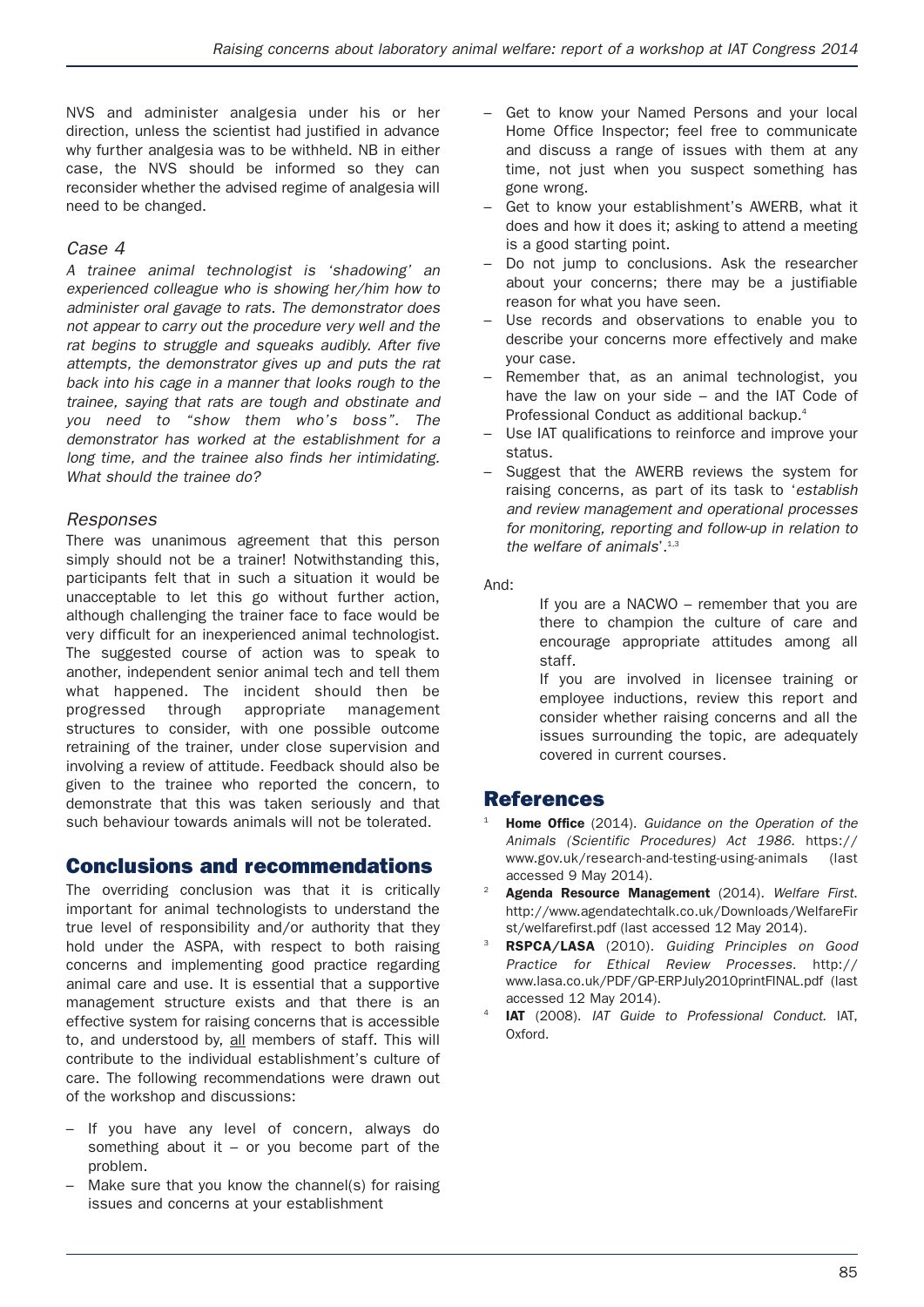NVS and administer analgesia under his or her direction, unless the scientist had justified in advance why further analgesia was to be withheld. NB in either case, the NVS should be informed so they can reconsider whether the advised regime of analgesia will need to be changed.

### *Case 4*

*A trainee animal technologist is 'shadowing' an experienced colleague who is showing her/him how to administer oral gavage to rats. The demonstrator does not appear to carry out the procedure very well and the rat begins to struggle and squeaks audibly. After five attempts, the demonstrator gives up and puts the rat back into his cage in a manner that looks rough to the trainee, saying that rats are tough and obstinate and you need to "show them who's boss". The demonstrator has worked at the establishment for a long time, and the trainee also finds her intimidating. What should the trainee do?*

### *Responses*

There was unanimous agreement that this person simply should not be a trainer! Notwithstanding this, participants felt that in such a situation it would be unacceptable to let this go without further action, although challenging the trainer face to face would be very difficult for an inexperienced animal technologist. The suggested course of action was to speak to another, independent senior animal tech and tell them what happened. The incident should then be progressed through appropriate management structures to consider, with one possible outcome retraining of the trainer, under close supervision and involving a review of attitude. Feedback should also be given to the trainee who reported the concern, to demonstrate that this was taken seriously and that such behaviour towards animals will not be tolerated.

## Conclusions and recommendations

The overriding conclusion was that it is critically important for animal technologists to understand the true level of responsibility and/or authority that they hold under the ASPA, with respect to both raising concerns and implementing good practice regarding animal care and use. It is essential that a supportive management structure exists and that there is an effective system for raising concerns that is accessible to, and understood by, all members of staff. This will contribute to the individual establishment's culture of care. The following recommendations were drawn out of the workshop and discussions:

- If you have any level of concern, always do something about it – or you become part of the problem.
- Make sure that you know the channel(s) for raising issues and concerns at your establishment
- Get to know your Named Persons and your local Home Office Inspector; feel free to communicate and discuss a range of issues with them at any time, not just when you suspect something has gone wrong.
- Get to know your establishment's AWERB, what it does and how it does it; asking to attend a meeting is a good starting point.
- Do not jump to conclusions. Ask the researcher about your concerns; there may be a justifiable reason for what you have seen.
- Use records and observations to enable you to describe your concerns more effectively and make your case.
- Remember that, as an animal technologist, you have the law on your side – and the IAT Code of Professional Conduct as additional backup.[4]
- Use IAT qualifications to reinforce and improve your status.
- Suggest that the AWERB reviews the system for raising concerns, as part of its task to '*establish and review management and operational processes for monitoring, reporting and follow-up in relation to the welfare of animals*'.[1,3]

And:

> If you are a NACWO – remember that you are there to champion the culture of care and encourage appropriate attitudes among all staff.
>
> If you are involved in licensee training or employee inductions, review this report and consider whether raising concerns and all the issues surrounding the topic, are adequately covered in current courses.

## References

1. **Home Office** (2014). *Guidance on the Operation of the Animals (Scientific Procedures) Act 1986.* https://www.gov.uk/research-and-testing-using-animals (last accessed 9 May 2014).
2. **Agenda Resource Management** (2014). *Welfare First.* http://www.agendatechtalk.co.uk/Downloads/WelfareFirst/welfarefirst.pdf (last accessed 12 May 2014).
3. **RSPCA/LASA** (2010). *Guiding Principles on Good Practice for Ethical Review Processes.* http://www.lasa.co.uk/PDF/GP-ERPJuly2010printFINAL.pdf (last accessed 12 May 2014).
4. **IAT** (2008). *IAT Guide to Professional Conduct.* IAT, Oxford.